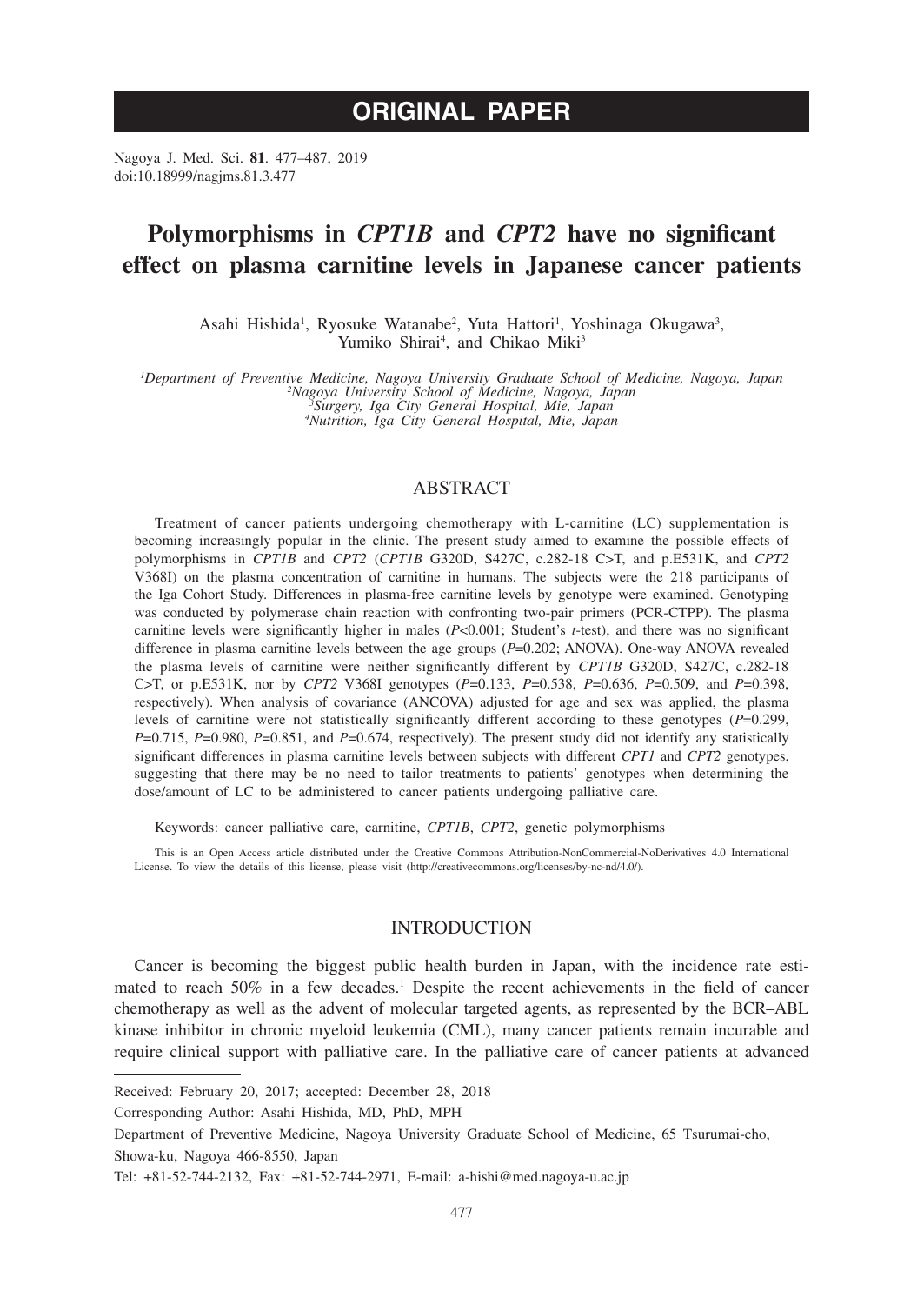# ORIGINAL PAPER

Nagoya J. Med. Sci. **81**. 477–487, 2019
doi:10.18999/nagjms.81.3.477

# Polymorphisms in *CPT1B* and *CPT2* have no significant effect on plasma carnitine levels in Japanese cancer patients

Asahi Hishida[1], Ryosuke Watanabe[2], Yuta Hattori[1], Yoshinaga Okugawa[3], Yumiko Shirai[4], and Chikao Miki[3]

[1]*Department of Preventive Medicine, Nagoya University Graduate School of Medicine, Nagoya, Japan*
[2]*Nagoya University School of Medicine, Nagoya, Japan*
[3]*Surgery, Iga City General Hospital, Mie, Japan*
[4]*Nutrition, Iga City General Hospital, Mie, Japan*

## ABSTRACT

Treatment of cancer patients undergoing chemotherapy with L-carnitine (LC) supplementation is becoming increasingly popular in the clinic. The present study aimed to examine the possible effects of polymorphisms in *CPT1B* and *CPT2* (*CPT1B* G320D, S427C, c.282-18 C>T, and p.E531K, and *CPT2* V368I) on the plasma concentration of carnitine in humans. The subjects were the 218 participants of the Iga Cohort Study. Differences in plasma-free carnitine levels by genotype were examined. Genotyping was conducted by polymerase chain reaction with confronting two-pair primers (PCR-CTPP). The plasma carnitine levels were significantly higher in males ($P<0.001$; Student's *t*-test), and there was no significant difference in plasma carnitine levels between the age groups ($P=0.202$; ANOVA). One-way ANOVA revealed the plasma levels of carnitine were neither significantly different by *CPT1B* G320D, S427C, c.282-18 C>T, or p.E531K, nor by *CPT2* V368I genotypes ($P=0.133$, $P=0.538$, $P=0.636$, $P=0.509$, and $P=0.398$, respectively). When analysis of covariance (ANCOVA) adjusted for age and sex was applied, the plasma levels of carnitine were not statistically significantly different according to these genotypes ($P=0.299$, $P=0.715$, $P=0.980$, $P=0.851$, and $P=0.674$, respectively). The present study did not identify any statistically significant differences in plasma carnitine levels between subjects with different *CPT1* and *CPT2* genotypes, suggesting that there may be no need to tailor treatments to patients' genotypes when determining the dose/amount of LC to be administered to cancer patients undergoing palliative care.

Keywords: cancer palliative care, carnitine, *CPT1B*, *CPT2*, genetic polymorphisms

This is an Open Access article distributed under the Creative Commons Attribution-NonCommercial-NoDerivatives 4.0 International License. To view the details of this license, please visit (http://creativecommons.org/licenses/by-nc-nd/4.0/).

## INTRODUCTION

Cancer is becoming the biggest public health burden in Japan, with the incidence rate estimated to reach 50% in a few decades.[1] Despite the recent achievements in the field of cancer chemotherapy as well as the advent of molecular targeted agents, as represented by the BCR–ABL kinase inhibitor in chronic myeloid leukemia (CML), many cancer patients remain incurable and require clinical support with palliative care. In the palliative care of cancer patients at advanced

---

Received: February 20, 2017; accepted: December 28, 2018

Corresponding Author: Asahi Hishida, MD, PhD, MPH

Department of Preventive Medicine, Nagoya University Graduate School of Medicine, 65 Tsurumai-cho, Showa-ku, Nagoya 466-8550, Japan

Tel: +81-52-744-2132, Fax: +81-52-744-2971, E-mail: a-hishi@med.nagoya-u.ac.jp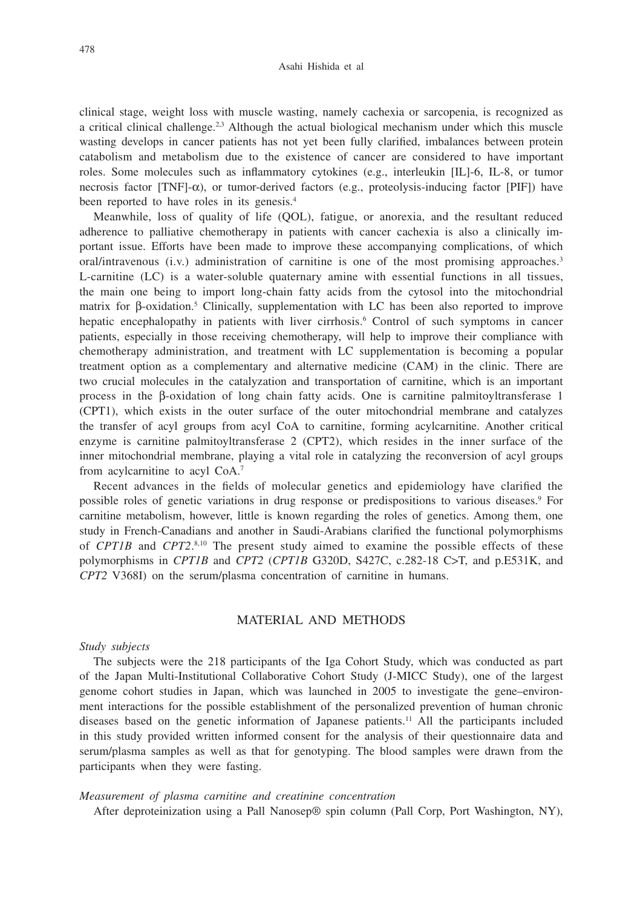clinical stage, weight loss with muscle wasting, namely cachexia or sarcopenia, is recognized as a critical clinical challenge.[2,3] Although the actual biological mechanism under which this muscle wasting develops in cancer patients has not yet been fully clarified, imbalances between protein catabolism and metabolism due to the existence of cancer are considered to have important roles. Some molecules such as inflammatory cytokines (e.g., interleukin [IL]-6, IL-8, or tumor necrosis factor [TNF]-α), or tumor-derived factors (e.g., proteolysis-inducing factor [PIF]) have been reported to have roles in its genesis.[4]

Meanwhile, loss of quality of life (QOL), fatigue, or anorexia, and the resultant reduced adherence to palliative chemotherapy in patients with cancer cachexia is also a clinically important issue. Efforts have been made to improve these accompanying complications, of which oral/intravenous (i.v.) administration of carnitine is one of the most promising approaches.[3] L-carnitine (LC) is a water-soluble quaternary amine with essential functions in all tissues, the main one being to import long-chain fatty acids from the cytosol into the mitochondrial matrix for β-oxidation.[5] Clinically, supplementation with LC has been also reported to improve hepatic encephalopathy in patients with liver cirrhosis.[6] Control of such symptoms in cancer patients, especially in those receiving chemotherapy, will help to improve their compliance with chemotherapy administration, and treatment with LC supplementation is becoming a popular treatment option as a complementary and alternative medicine (CAM) in the clinic. There are two crucial molecules in the catalyzation and transportation of carnitine, which is an important process in the β-oxidation of long chain fatty acids. One is carnitine palmitoyltransferase 1 (CPT1), which exists in the outer surface of the outer mitochondrial membrane and catalyzes the transfer of acyl groups from acyl CoA to carnitine, forming acylcarnitine. Another critical enzyme is carnitine palmitoyltransferase 2 (CPT2), which resides in the inner surface of the inner mitochondrial membrane, playing a vital role in catalyzing the reconversion of acyl groups from acylcarnitine to acyl CoA.[7]

Recent advances in the fields of molecular genetics and epidemiology have clarified the possible roles of genetic variations in drug response or predispositions to various diseases.[9] For carnitine metabolism, however, little is known regarding the roles of genetics. Among them, one study in French-Canadians and another in Saudi-Arabians clarified the functional polymorphisms of *CPT1B* and *CPT2*.[8,10] The present study aimed to examine the possible effects of these polymorphisms in *CPT1B* and *CPT2* (*CPT1B* G320D, S427C, c.282-18 C>T, and p.E531K, and *CPT2* V368I) on the serum/plasma concentration of carnitine in humans.

## MATERIAL AND METHODS

### *Study subjects*

The subjects were the 218 participants of the Iga Cohort Study, which was conducted as part of the Japan Multi-Institutional Collaborative Cohort Study (J-MICC Study), one of the largest genome cohort studies in Japan, which was launched in 2005 to investigate the gene–environment interactions for the possible establishment of the personalized prevention of human chronic diseases based on the genetic information of Japanese patients.[11] All the participants included in this study provided written informed consent for the analysis of their questionnaire data and serum/plasma samples as well as that for genotyping. The blood samples were drawn from the participants when they were fasting.

### *Measurement of plasma carnitine and creatinine concentration*

After deproteinization using a Pall Nanosep® spin column (Pall Corp, Port Washington, NY),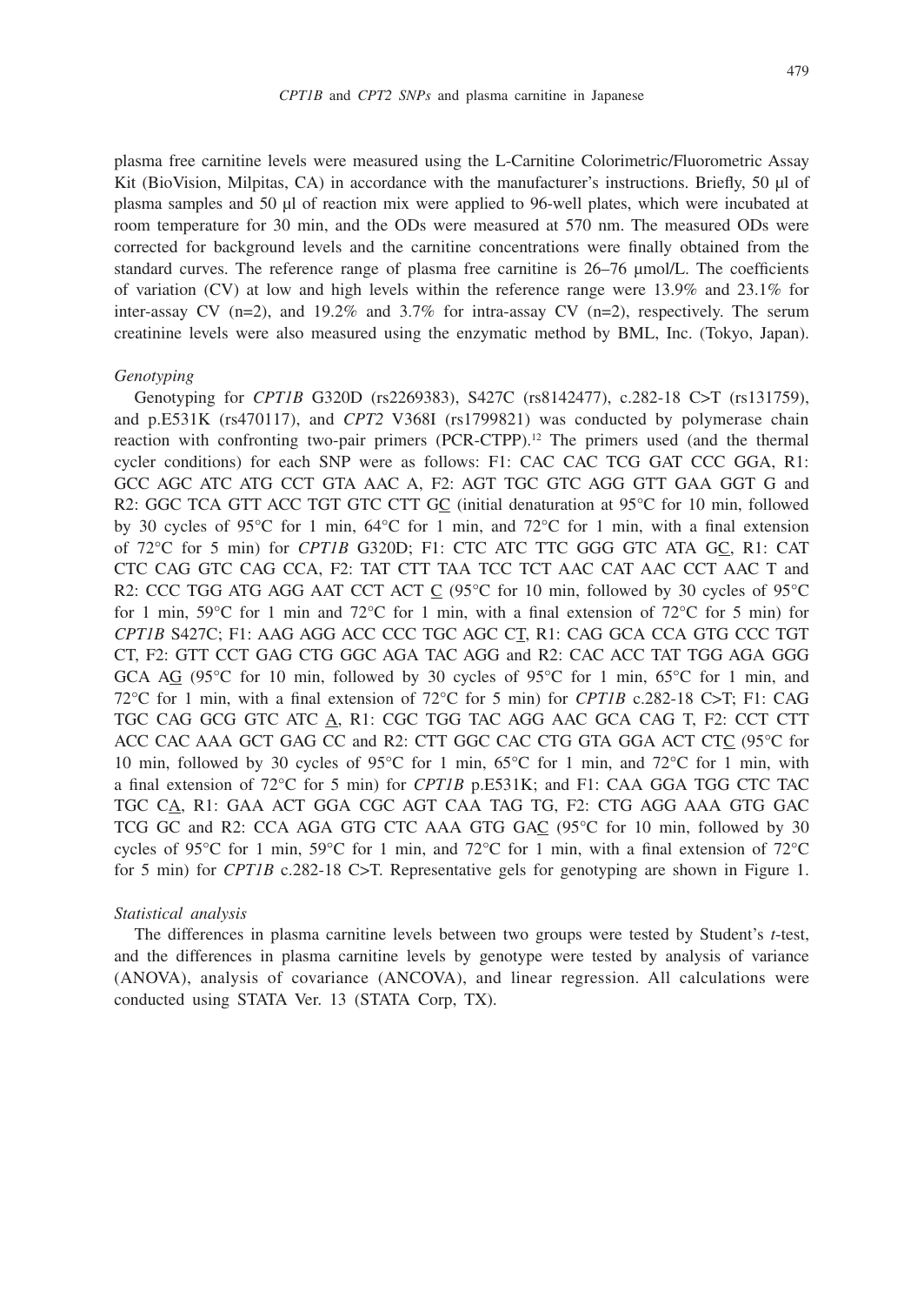plasma free carnitine levels were measured using the L-Carnitine Colorimetric/Fluorometric Assay Kit (BioVision, Milpitas, CA) in accordance with the manufacturer's instructions. Briefly, 50 μl of plasma samples and 50 μl of reaction mix were applied to 96-well plates, which were incubated at room temperature for 30 min, and the ODs were measured at 570 nm. The measured ODs were corrected for background levels and the carnitine concentrations were finally obtained from the standard curves. The reference range of plasma free carnitine is 26–76 μmol/L. The coefficients of variation (CV) at low and high levels within the reference range were 13.9% and 23.1% for inter-assay CV (n=2), and 19.2% and 3.7% for intra-assay CV (n=2), respectively. The serum creatinine levels were also measured using the enzymatic method by BML, Inc. (Tokyo, Japan).

*Genotyping*

Genotyping for *CPT1B* G320D (rs2269383), S427C (rs8142477), c.282-18 C>T (rs131759), and p.E531K (rs470117), and *CPT2* V368I (rs1799821) was conducted by polymerase chain reaction with confronting two-pair primers (PCR-CTPP).[12] The primers used (and the thermal cycler conditions) for each SNP were as follows: F1: CAC CAC TCG GAT CCC GGA, R1: GCC AGC ATC ATG CCT GTA AAC A, F2: AGT TGC GTC AGG GTT GAA GGT G and R2: GGC TCA GTT ACC TGT GTC CTT GC (initial denaturation at 95°C for 10 min, followed by 30 cycles of 95°C for 1 min, 64°C for 1 min, and 72°C for 1 min, with a final extension of 72°C for 5 min) for *CPT1B* G320D; F1: CTC ATC TTC GGG GTC ATA GC, R1: CAT CTC CAG GTC CAG CCA, F2: TAT CTT TAA TCC TCT AAC CAT AAC CCT AAC T and R2: CCC TGG ATG AGG AAT CCT ACT C (95°C for 10 min, followed by 30 cycles of 95°C for 1 min, 59°C for 1 min and 72°C for 1 min, with a final extension of 72°C for 5 min) for *CPT1B* S427C; F1: AAG AGG ACC CCC TGC AGC CT, R1: CAG GCA CCA GTG CCC TGT CT, F2: GTT CCT GAG CTG GGC AGA TAC AGG and R2: CAC ACC TAT TGG AGA GGG GCA AG (95°C for 10 min, followed by 30 cycles of 95°C for 1 min, 65°C for 1 min, and 72°C for 1 min, with a final extension of 72°C for 5 min) for *CPT1B* c.282-18 C>T; F1: CAG TGC CAG GCG GTC ATC A, R1: CGC TGG TAC AGG AAC GCA CAG T, F2: CCT CTT ACC CAC AAA GCT GAG CC and R2: CTT GGC CAC CTG GTA GGA ACT CTC (95°C for 10 min, followed by 30 cycles of 95°C for 1 min, 65°C for 1 min, and 72°C for 1 min, with a final extension of 72°C for 5 min) for *CPT1B* p.E531K; and F1: CAA GGA TGG CTC TAC TGC CA, R1: GAA ACT GGA CGC AGT CAA TAG TG, F2: CTG AGG AAA GTG GAC TCG GC and R2: CCA AGA GTG CTC AAA GTG GAC (95°C for 10 min, followed by 30 cycles of 95°C for 1 min, 59°C for 1 min, and 72°C for 1 min, with a final extension of 72°C for 5 min) for *CPT1B* c.282-18 C>T. Representative gels for genotyping are shown in Figure 1.

*Statistical analysis*

The differences in plasma carnitine levels between two groups were tested by Student's *t*-test, and the differences in plasma carnitine levels by genotype were tested by analysis of variance (ANOVA), analysis of covariance (ANCOVA), and linear regression. All calculations were conducted using STATA Ver. 13 (STATA Corp, TX).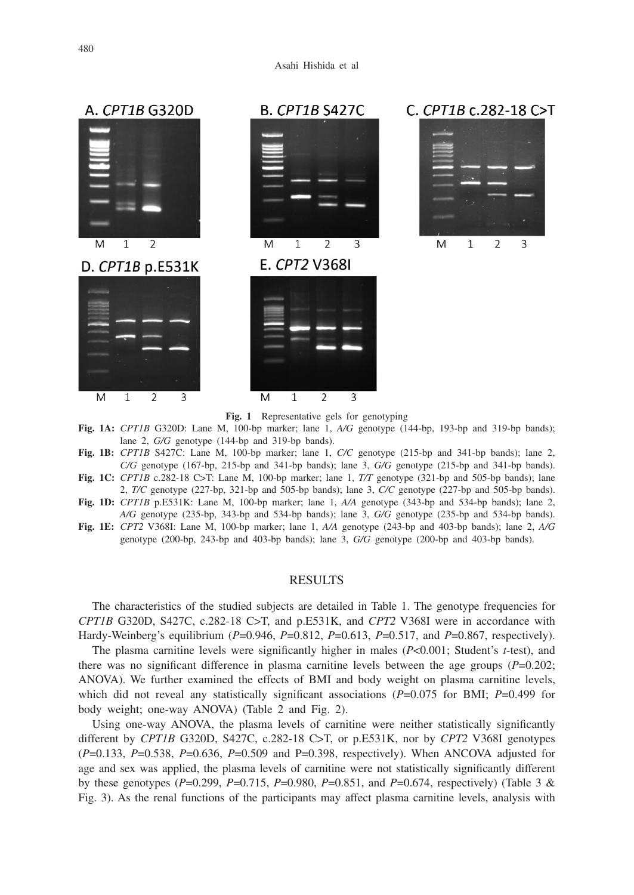A. *CPT1B* G320D

B. *CPT1B* S427C

C. *CPT1B* c.282-18 C>T

D. *CPT1B* p.E531K

E. *CPT2* V368I

**Fig. 1** Representative gels for genotyping

**Fig. 1A:** *CPT1B* G320D: Lane M, 100-bp marker; lane 1, *A/G* genotype (144-bp, 193-bp and 319-bp bands); lane 2, *G/G* genotype (144-bp and 319-bp bands).

**Fig. 1B:** *CPT1B* S427C: Lane M, 100-bp marker; lane 1, *C/C* genotype (215-bp and 341-bp bands); lane 2, *C/G* genotype (167-bp, 215-bp and 341-bp bands); lane 3, *G/G* genotype (215-bp and 341-bp bands).

**Fig. 1C:** *CPT1B* c.282-18 C>T: Lane M, 100-bp marker; lane 1, *T/T* genotype (321-bp and 505-bp bands); lane 2, *T/C* genotype (227-bp, 321-bp and 505-bp bands); lane 3, *C/C* genotype (227-bp and 505-bp bands).

**Fig. 1D:** *CPT1B* p.E531K: Lane M, 100-bp marker; lane 1, *A/A* genotype (343-bp and 534-bp bands); lane 2, *A/G* genotype (235-bp, 343-bp and 534-bp bands); lane 3, *G/G* genotype (235-bp and 534-bp bands).

**Fig. 1E:** *CPT2* V368I: Lane M, 100-bp marker; lane 1, *A/A* genotype (243-bp and 403-bp bands); lane 2, *A/G* genotype (200-bp, 243-bp and 403-bp bands); lane 3, *G/G* genotype (200-bp and 403-bp bands).

## RESULTS

The characteristics of the studied subjects are detailed in Table 1. The genotype frequencies for *CPT1B* G320D, S427C, c.282-18 C>T, and p.E531K, and *CPT2* V368I were in accordance with Hardy-Weinberg's equilibrium ($P$=0.946, $P$=0.812, $P$=0.613, $P$=0.517, and $P$=0.867, respectively).

The plasma carnitine levels were significantly higher in males ($P$<0.001; Student's $t$-test), and there was no significant difference in plasma carnitine levels between the age groups ($P$=0.202; ANOVA). We further examined the effects of BMI and body weight on plasma carnitine levels, which did not reveal any statistically significant associations ($P$=0.075 for BMI; $P$=0.499 for body weight; one-way ANOVA) (Table 2 and Fig. 2).

Using one-way ANOVA, the plasma levels of carnitine were neither statistically significantly different by *CPT1B* G320D, S427C, c.282-18 C>T, or p.E531K, nor by *CPT2* V368I genotypes ($P$=0.133, $P$=0.538, $P$=0.636, $P$=0.509 and P=0.398, respectively). When ANCOVA adjusted for age and sex was applied, the plasma levels of carnitine were not statistically significantly different by these genotypes ($P$=0.299, $P$=0.715, $P$=0.980, $P$=0.851, and $P$=0.674, respectively) (Table 3 & Fig. 3). As the renal functions of the participants may affect plasma carnitine levels, analysis with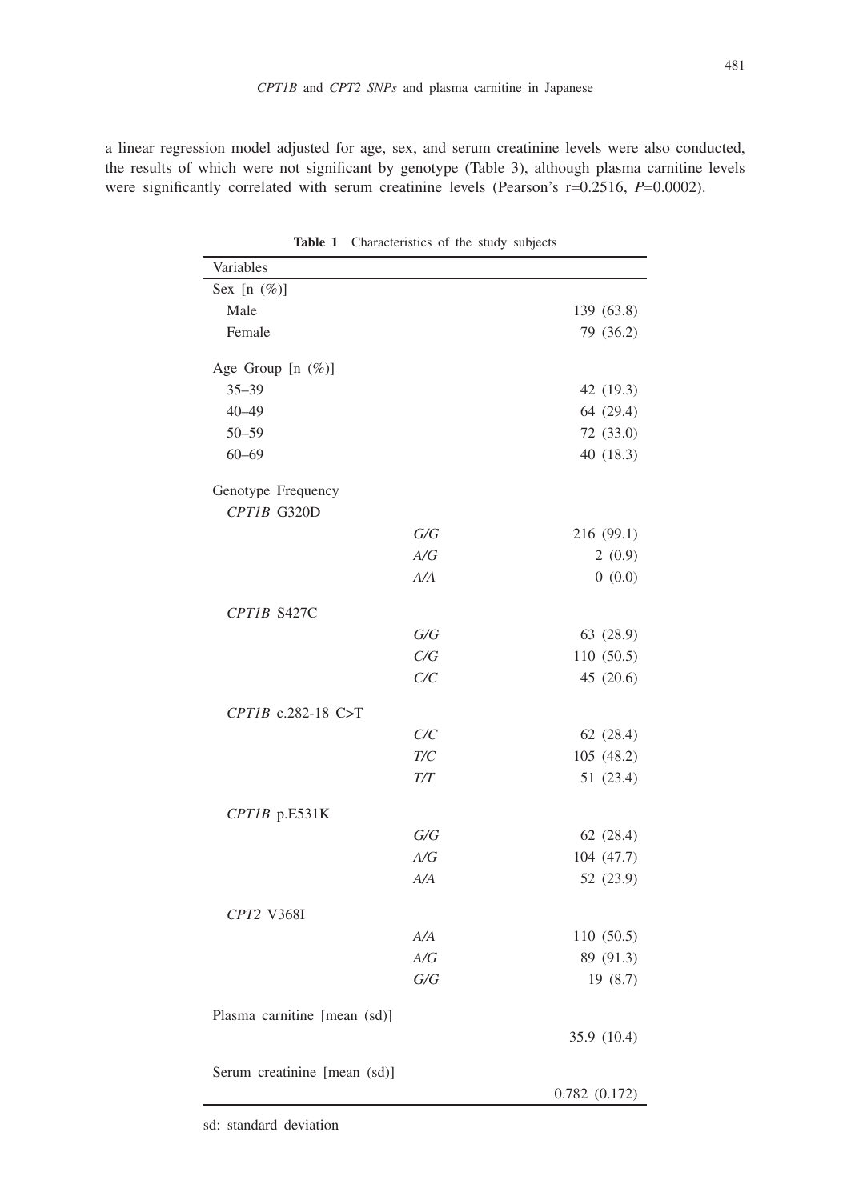a linear regression model adjusted for age, sex, and serum creatinine levels were also conducted, the results of which were not significant by genotype (Table 3), although plasma carnitine levels were significantly correlated with serum creatinine levels (Pearson's r=0.2516, *P*=0.0002).

**Table 1** Characteristics of the study subjects

| Variables | | |
|---|---|---|
| Sex [n (%)] | | |
| Male | | 139 (63.8) |
| Female | | 79 (36.2) |
| Age Group [n (%)] | | |
| 35–39 | | 42 (19.3) |
| 40–49 | | 64 (29.4) |
| 50–59 | | 72 (33.0) |
| 60–69 | | 40 (18.3) |
| Genotype Frequency | | |
| *CPT1B* G320D | | |
| | *G/G* | 216 (99.1) |
| | *A/G* | 2 (0.9) |
| | *A/A* | 0 (0.0) |
| *CPT1B* S427C | | |
| | *G/G* | 63 (28.9) |
| | *C/G* | 110 (50.5) |
| | *C/C* | 45 (20.6) |
| *CPT1B* c.282-18 C>T | | |
| | *C/C* | 62 (28.4) |
| | *T/C* | 105 (48.2) |
| | *T/T* | 51 (23.4) |
| *CPT1B* p.E531K | | |
| | *G/G* | 62 (28.4) |
| | *A/G* | 104 (47.7) |
| | *A/A* | 52 (23.9) |
| *CPT2* V368I | | |
| | *A/A* | 110 (50.5) |
| | *A/G* | 89 (91.3) |
| | *G/G* | 19 (8.7) |
| Plasma carnitine [mean (sd)] | | |
| | | 35.9 (10.4) |
| Serum creatinine [mean (sd)] | | |
| | | 0.782 (0.172) |

sd: standard deviation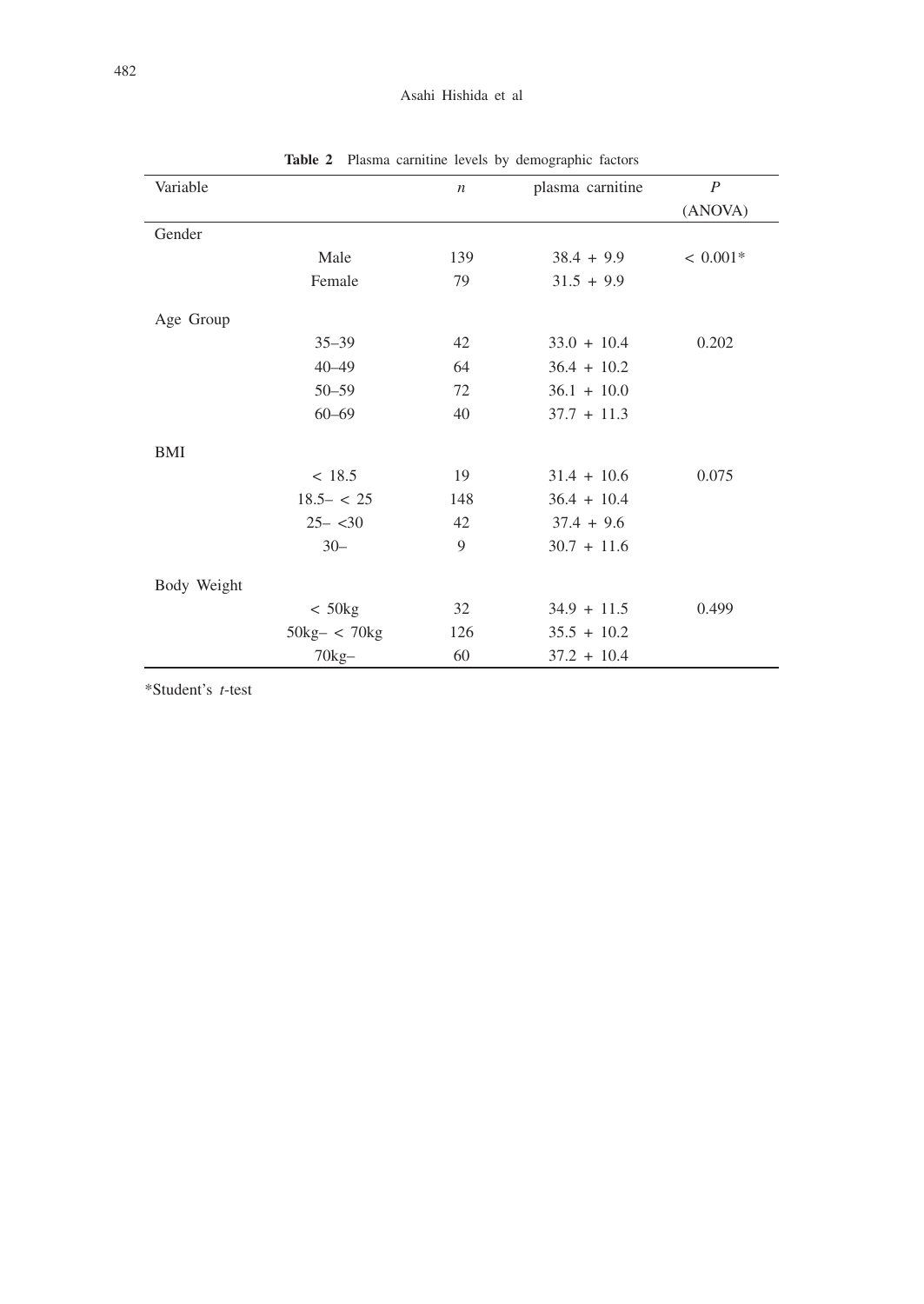**Table 2** Plasma carnitine levels by demographic factors

| Variable | | $n$ | plasma carnitine | $P$ (ANOVA) |
|---|---|---|---|---|
| Gender | | | | |
| | Male | 139 | 38.4 + 9.9 | < 0.001* |
| | Female | 79 | 31.5 + 9.9 | |
| Age Group | | | | |
| | 35–39 | 42 | 33.0 + 10.4 | 0.202 |
| | 40–49 | 64 | 36.4 + 10.2 | |
| | 50–59 | 72 | 36.1 + 10.0 | |
| | 60–69 | 40 | 37.7 + 11.3 | |
| BMI | | | | |
| | < 18.5 | 19 | 31.4 + 10.6 | 0.075 |
| | 18.5– < 25 | 148 | 36.4 + 10.4 | |
| | 25– <30 | 42 | 37.4 + 9.6 | |
| | 30– | 9 | 30.7 + 11.6 | |
| Body Weight | | | | |
| | < 50kg | 32 | 34.9 + 11.5 | 0.499 |
| | 50kg– < 70kg | 126 | 35.5 + 10.2 | |
| | 70kg– | 60 | 37.2 + 10.4 | |

*Student's *t*-test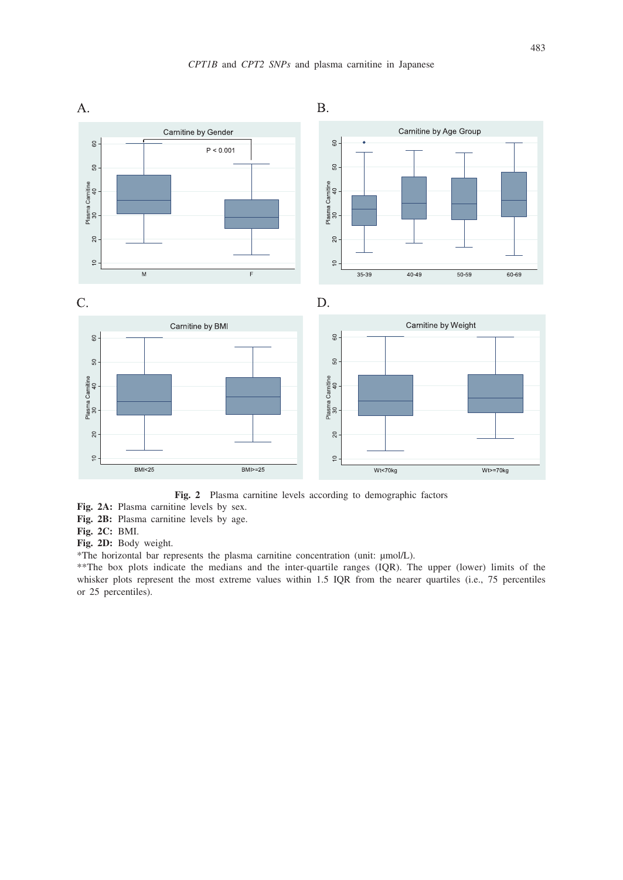**Fig. 2** Plasma carnitine levels according to demographic factors

**Fig. 2A:** Plasma carnitine levels by sex.

**Fig. 2B:** Plasma carnitine levels by age.

**Fig. 2C:** BMI.

**Fig. 2D:** Body weight.

*The horizontal bar represents the plasma carnitine concentration (unit: μmol/L).

**The box plots indicate the medians and the inter-quartile ranges (IQR). The upper (lower) limits of the whisker plots represent the most extreme values within 1.5 IQR from the nearer quartiles (i.e., 75 percentiles or 25 percentiles).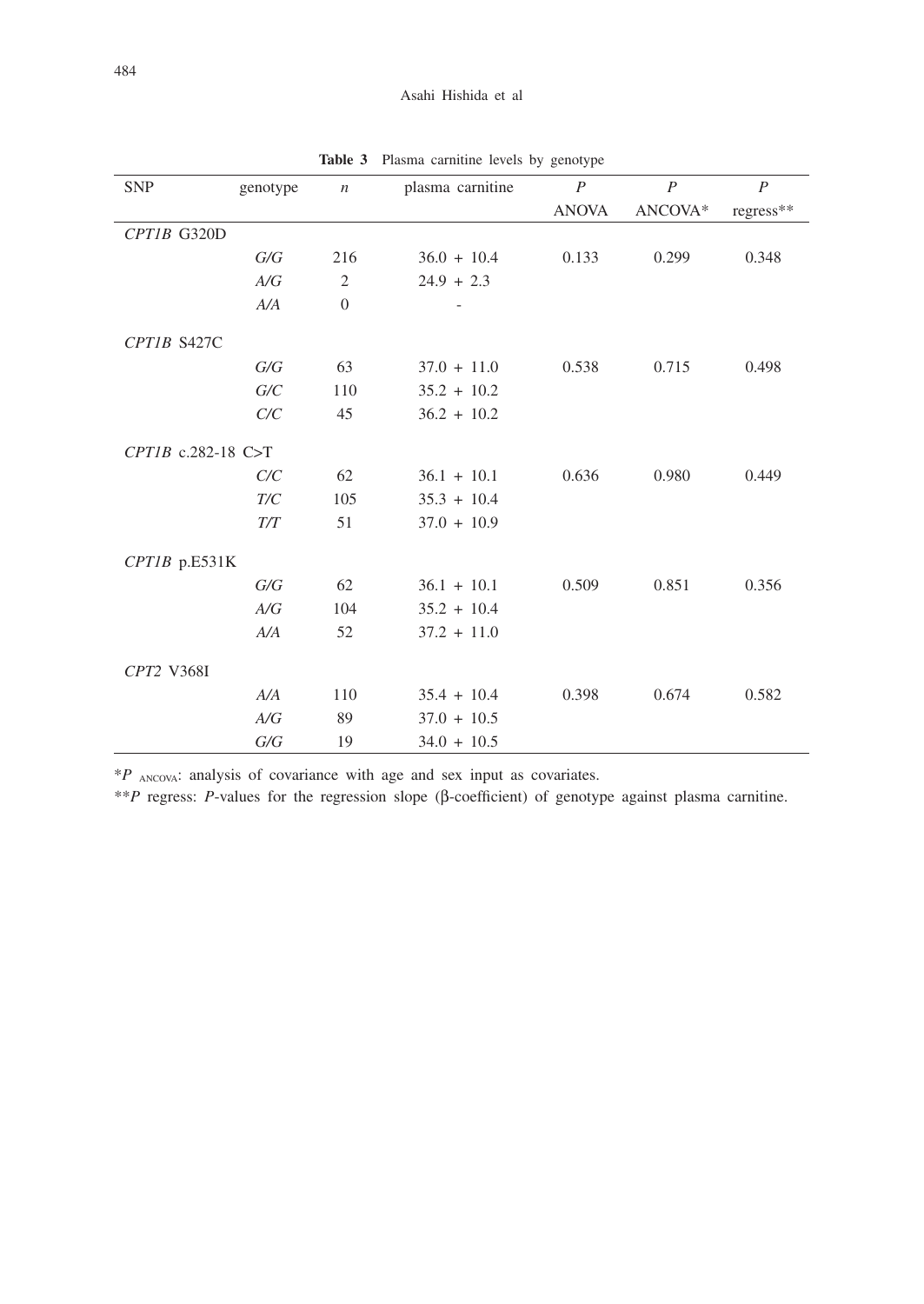**Table 3** Plasma carnitine levels by genotype

| SNP | genotype | *n* | plasma carnitine | *P* ANOVA | *P* ANCOVA* | *P* regress** |
|---|---|---|---|---|---|---|
| *CPT1B* G320D | | | | | | |
| | *G/G* | 216 | 36.0 + 10.4 | 0.133 | 0.299 | 0.348 |
| | *A/G* | 2 | 24.9 + 2.3 | | | |
| | *A/A* | 0 | - | | | |
| *CPT1B* S427C | | | | | | |
| | *G/G* | 63 | 37.0 + 11.0 | 0.538 | 0.715 | 0.498 |
| | *G/C* | 110 | 35.2 + 10.2 | | | |
| | *C/C* | 45 | 36.2 + 10.2 | | | |
| *CPT1B* c.282-18 C>T | | | | | | |
| | *C/C* | 62 | 36.1 + 10.1 | 0.636 | 0.980 | 0.449 |
| | *T/C* | 105 | 35.3 + 10.4 | | | |
| | *T/T* | 51 | 37.0 + 10.9 | | | |
| *CPT1B* p.E531K | | | | | | |
| | *G/G* | 62 | 36.1 + 10.1 | 0.509 | 0.851 | 0.356 |
| | *A/G* | 104 | 35.2 + 10.4 | | | |
| | *A/A* | 52 | 37.2 + 11.0 | | | |
| *CPT2* V368I | | | | | | |
| | *A/A* | 110 | 35.4 + 10.4 | 0.398 | 0.674 | 0.582 |
| | *A/G* | 89 | 37.0 + 10.5 | | | |
| | *G/G* | 19 | 34.0 + 10.5 | | | |

*$P_{\text{ANCOVA}}$: analysis of covariance with age and sex input as covariates.

**$P$ regress: $P$-values for the regression slope (β-coefficient) of genotype against plasma carnitine.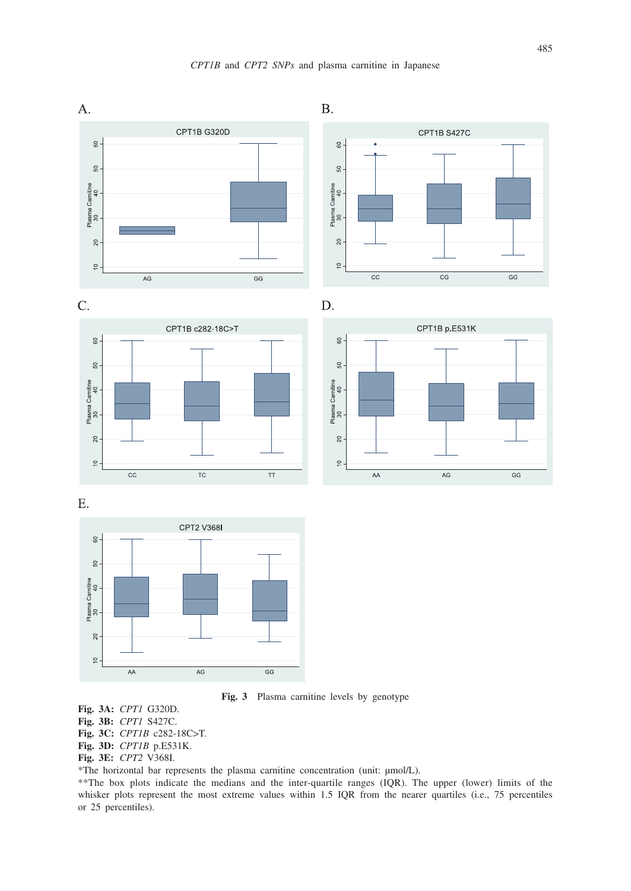A.

B.

C.

D.

E.

**Fig. 3** Plasma carnitine levels by genotype

**Fig. 3A:** *CPT1* G320D.
**Fig. 3B:** *CPT1* S427C.
**Fig. 3C:** *CPT1B* c282-18C>T.
**Fig. 3D:** *CPT1B* p.E531K.
**Fig. 3E:** *CPT2* V368I.

*The horizontal bar represents the plasma carnitine concentration (unit: μmol/L).

**The box plots indicate the medians and the inter-quartile ranges (IQR). The upper (lower) limits of the whisker plots represent the most extreme values within 1.5 IQR from the nearer quartiles (i.e., 75 percentiles or 25 percentiles).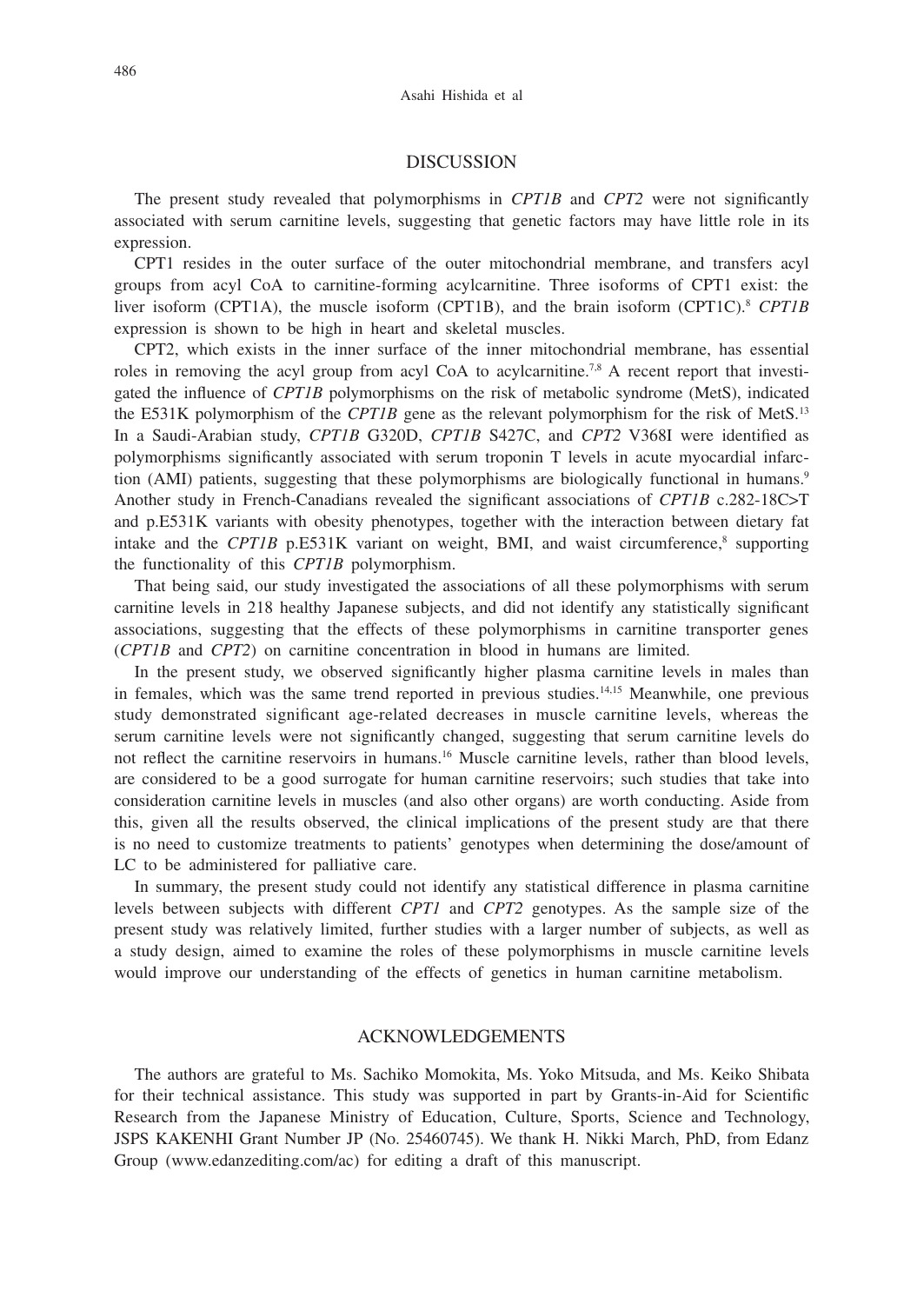## DISCUSSION

The present study revealed that polymorphisms in *CPT1B* and *CPT2* were not significantly associated with serum carnitine levels, suggesting that genetic factors may have little role in its expression.

CPT1 resides in the outer surface of the outer mitochondrial membrane, and transfers acyl groups from acyl CoA to carnitine-forming acylcarnitine. Three isoforms of CPT1 exist: the liver isoform (CPT1A), the muscle isoform (CPT1B), and the brain isoform (CPT1C).[8] *CPT1B* expression is shown to be high in heart and skeletal muscles.

CPT2, which exists in the inner surface of the inner mitochondrial membrane, has essential roles in removing the acyl group from acyl CoA to acylcarnitine.[7,8] A recent report that investigated the influence of *CPT1B* polymorphisms on the risk of metabolic syndrome (MetS), indicated the E531K polymorphism of the *CPT1B* gene as the relevant polymorphism for the risk of MetS.[13] In a Saudi-Arabian study, *CPT1B* G320D, *CPT1B* S427C, and *CPT2* V368I were identified as polymorphisms significantly associated with serum troponin T levels in acute myocardial infarction (AMI) patients, suggesting that these polymorphisms are biologically functional in humans.[9] Another study in French-Canadians revealed the significant associations of *CPT1B* c.282-18C>T and p.E531K variants with obesity phenotypes, together with the interaction between dietary fat intake and the *CPT1B* p.E531K variant on weight, BMI, and waist circumference,[8] supporting the functionality of this *CPT1B* polymorphism.

That being said, our study investigated the associations of all these polymorphisms with serum carnitine levels in 218 healthy Japanese subjects, and did not identify any statistically significant associations, suggesting that the effects of these polymorphisms in carnitine transporter genes (*CPT1B* and *CPT2*) on carnitine concentration in blood in humans are limited.

In the present study, we observed significantly higher plasma carnitine levels in males than in females, which was the same trend reported in previous studies.[14,15] Meanwhile, one previous study demonstrated significant age-related decreases in muscle carnitine levels, whereas the serum carnitine levels were not significantly changed, suggesting that serum carnitine levels do not reflect the carnitine reservoirs in humans.[16] Muscle carnitine levels, rather than blood levels, are considered to be a good surrogate for human carnitine reservoirs; such studies that take into consideration carnitine levels in muscles (and also other organs) are worth conducting. Aside from this, given all the results observed, the clinical implications of the present study are that there is no need to customize treatments to patients' genotypes when determining the dose/amount of LC to be administered for palliative care.

In summary, the present study could not identify any statistical difference in plasma carnitine levels between subjects with different *CPT1* and *CPT2* genotypes. As the sample size of the present study was relatively limited, further studies with a larger number of subjects, as well as a study design, aimed to examine the roles of these polymorphisms in muscle carnitine levels would improve our understanding of the effects of genetics in human carnitine metabolism.

## ACKNOWLEDGEMENTS

The authors are grateful to Ms. Sachiko Momokita, Ms. Yoko Mitsuda, and Ms. Keiko Shibata for their technical assistance. This study was supported in part by Grants-in-Aid for Scientific Research from the Japanese Ministry of Education, Culture, Sports, Science and Technology, JSPS KAKENHI Grant Number JP (No. 25460745). We thank H. Nikki March, PhD, from Edanz Group (www.edanzediting.com/ac) for editing a draft of this manuscript.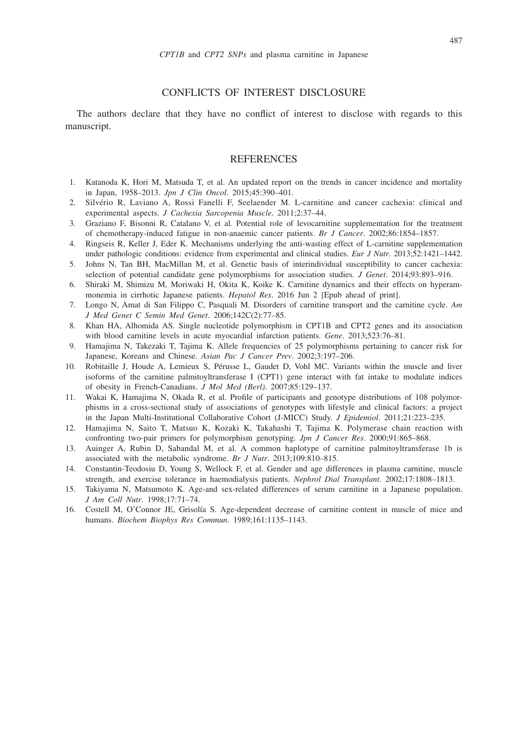## CONFLICTS OF INTEREST DISCLOSURE

The authors declare that they have no conflict of interest to disclose with regards to this manuscript.

## REFERENCES

1. Katanoda K, Hori M, Matsuda T, et al. An updated report on the trends in cancer incidence and mortality in Japan, 1958–2013. *Jpn J Clin Oncol*. 2015;45:390–401.
2. Silvério R, Laviano A, Rossi Fanelli F, Seelaender M. L-carnitine and cancer cachexia: clinical and experimental aspects. *J Cachexia Sarcopenia Muscle*. 2011;2:37–44.
3. Graziano F, Bisonni R, Catalano V, et al. Potential role of levocarnitine supplementation for the treatment of chemotherapy-induced fatigue in non-anaemic cancer patients. *Br J Cancer*. 2002;86:1854–1857.
4. Ringseis R, Keller J, Eder K. Mechanisms underlying the anti-wasting effect of L-carnitine supplementation under pathologic conditions: evidence from experimental and clinical studies. *Eur J Nutr*. 2013;52:1421–1442.
5. Johns N, Tan BH, MacMillan M, et al. Genetic basis of interindividual susceptibility to cancer cachexia: selection of potential candidate gene polymorphisms for association studies. *J Genet*. 2014;93:893–916.
6. Shiraki M, Shimizu M, Moriwaki H, Okita K, Koike K. Carnitine dynamics and their effects on hyperammonemia in cirrhotic Japanese patients. *Hepatol Res*. 2016 Jun 2 [Epub ahead of print].
7. Longo N, Amat di San Filippo C, Pasquali M. Disorders of carnitine transport and the carnitine cycle. *Am J Med Genet C Semin Med Genet*. 2006;142C(2):77–85.
8. Khan HA, Alhomida AS. Single nucleotide polymorphism in CPT1B and CPT2 genes and its association with blood carnitine levels in acute myocardial infarction patients. *Gene*. 2013;523:76–81.
9. Hamajima N, Takezaki T, Tajima K. Allele frequencies of 25 polymorphisms pertaining to cancer risk for Japanese, Koreans and Chinese. *Asian Pac J Cancer Prev*. 2002;3:197–206.
10. Robitaille J, Houde A, Lemieux S, Pérusse L, Gaudet D, Vohl MC. Variants within the muscle and liver isoforms of the carnitine palmitoyltransferase I (CPT1) gene interact with fat intake to modulate indices of obesity in French-Canadians. *J Mol Med (Berl)*. 2007;85:129–137.
11. Wakai K, Hamajima N, Okada R, et al. Profile of participants and genotype distributions of 108 polymorphisms in a cross-sectional study of associations of genotypes with lifestyle and clinical factors: a project in the Japan Multi-Institutional Collaborative Cohort (J-MICC) Study. *J Epidemiol*. 2011;21:223–235.
12. Hamajima N, Saito T, Matsuo K, Kozaki K, Takahashi T, Tajima K. Polymerase chain reaction with confronting two-pair primers for polymorphism genotyping. *Jpn J Cancer Res*. 2000;91:865–868.
13. Auinger A, Rubin D, Sabandal M, et al. A common haplotype of carnitine palmitoyltransferase 1b is associated with the metabolic syndrome. *Br J Nutr*. 2013;109:810–815.
14. Constantin-Teodosiu D, Young S, Wellock F, et al. Gender and age differences in plasma carnitine, muscle strength, and exercise tolerance in haemodialysis patients. *Nephrol Dial Transplant*. 2002;17:1808–1813.
15. Takiyama N, Matsumoto K. Age-and sex-related differences of serum carnitine in a Japanese population. *J Am Coll Nutr*. 1998;17:71–74.
16. Costell M, O'Connor JE, Grisolía S. Age-dependent decrease of carnitine content in muscle of mice and humans. *Biochem Biophys Res Commun*. 1989;161:1135–1143.